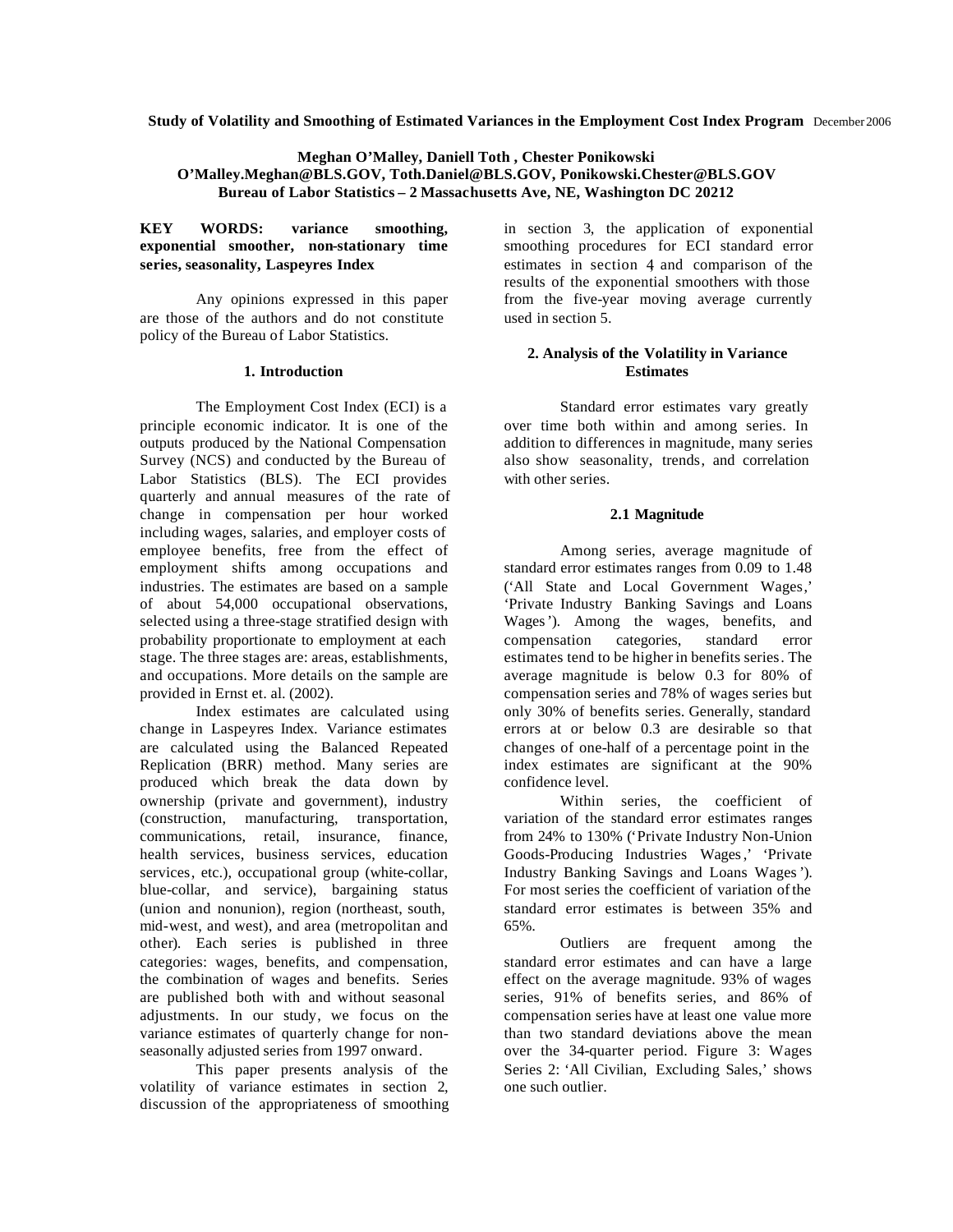**Study of Volatility and Smoothing of Estimated Variances in the Employment Cost Index Program** December 2006

**Meghan O'Malley, Daniell Toth , Chester Ponikowski**
**O'Malley.Meghan@BLS.GOV, Toth.Daniel@BLS.GOV, Ponikowski.Chester@BLS.GOV**
**Bureau of Labor Statistics – 2 Massachusetts Ave, NE, Washington DC 20212**

**KEY WORDS: variance smoothing, exponential smoother, non-stationary time series, seasonality, Laspeyres Index**

Any opinions expressed in this paper are those of the authors and do not constitute policy of the Bureau of Labor Statistics.

## 1. Introduction

The Employment Cost Index (ECI) is a principle economic indicator. It is one of the outputs produced by the National Compensation Survey (NCS) and conducted by the Bureau of Labor Statistics (BLS). The ECI provides quarterly and annual measures of the rate of change in compensation per hour worked including wages, salaries, and employer costs of employee benefits, free from the effect of employment shifts among occupations and industries. The estimates are based on a sample of about 54,000 occupational observations, selected using a three-stage stratified design with probability proportionate to employment at each stage. The three stages are: areas, establishments, and occupations. More details on the sample are provided in Ernst et. al. (2002).

Index estimates are calculated using change in Laspeyres Index. Variance estimates are calculated using the Balanced Repeated Replication (BRR) method. Many series are produced which break the data down by ownership (private and government), industry (construction, manufacturing, transportation, communications, retail, insurance, finance, health services, business services, education services, etc.), occupational group (white-collar, blue-collar, and service), bargaining status (union and nonunion), region (northeast, south, mid-west, and west), and area (metropolitan and other). Each series is published in three categories: wages, benefits, and compensation, the combination of wages and benefits. Series are published both with and without seasonal adjustments. In our study, we focus on the variance estimates of quarterly change for non-seasonally adjusted series from 1997 onward.

This paper presents analysis of the volatility of variance estimates in section 2, discussion of the appropriateness of smoothing in section 3, the application of exponential smoothing procedures for ECI standard error estimates in section 4 and comparison of the results of the exponential smoothers with those from the five-year moving average currently used in section 5.

## 2. Analysis of the Volatility in Variance Estimates

Standard error estimates vary greatly over time both within and among series. In addition to differences in magnitude, many series also show seasonality, trends, and correlation with other series.

### 2.1 Magnitude

Among series, average magnitude of standard error estimates ranges from 0.09 to 1.48 ('All State and Local Government Wages,' 'Private Industry Banking Savings and Loans Wages'). Among the wages, benefits, and compensation categories, standard error estimates tend to be higher in benefits series. The average magnitude is below 0.3 for 80% of compensation series and 78% of wages series but only 30% of benefits series. Generally, standard errors at or below 0.3 are desirable so that changes of one-half of a percentage point in the index estimates are significant at the 90% confidence level.

Within series, the coefficient of variation of the standard error estimates ranges from 24% to 130% ('Private Industry Non-Union Goods-Producing Industries Wages,' 'Private Industry Banking Savings and Loans Wages'). For most series the coefficient of variation of the standard error estimates is between 35% and 65%.

Outliers are frequent among the standard error estimates and can have a large effect on the average magnitude. 93% of wages series, 91% of benefits series, and 86% of compensation series have at least one value more than two standard deviations above the mean over the 34-quarter period. Figure 3: Wages Series 2: 'All Civilian, Excluding Sales,' shows one such outlier.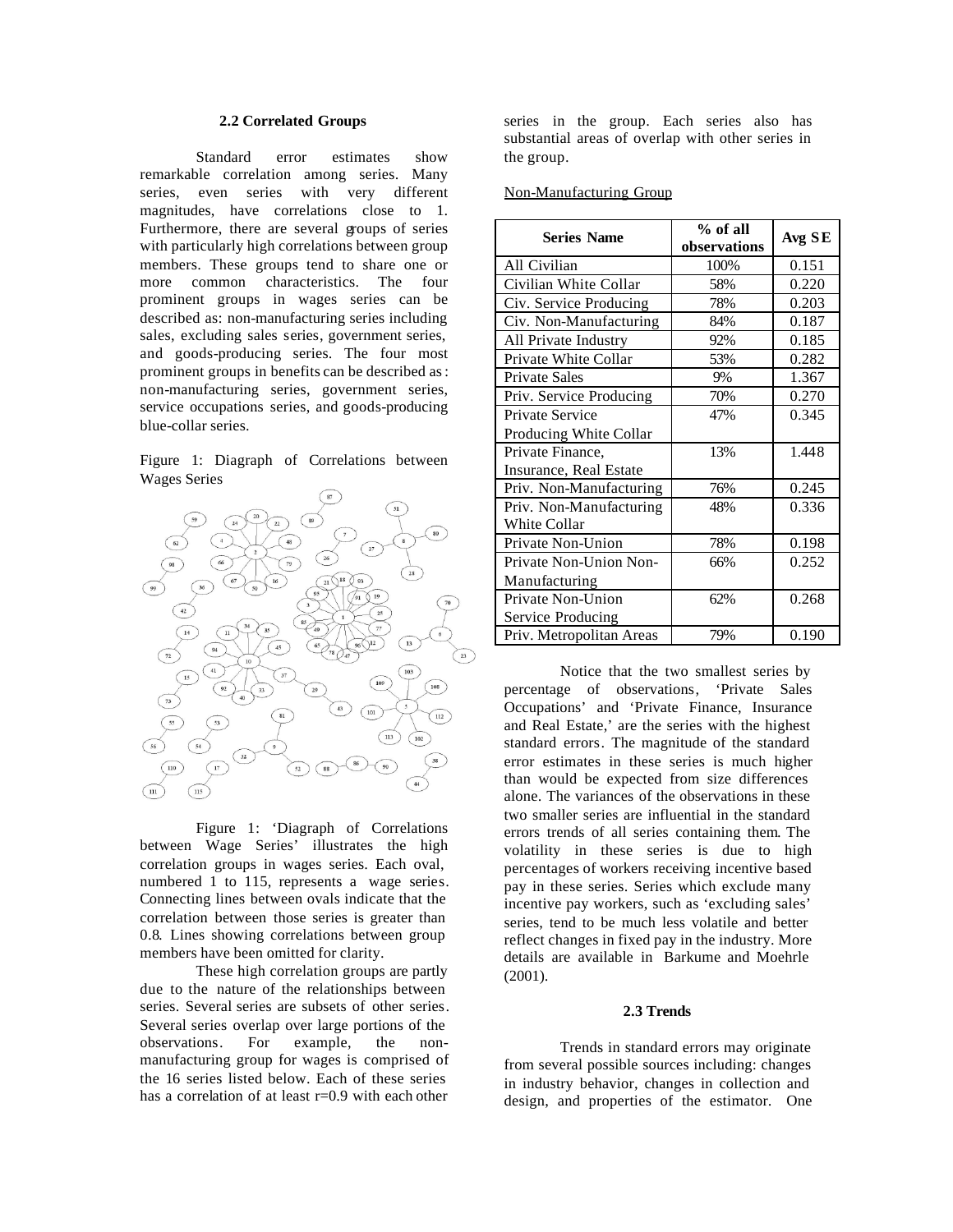### 2.2 Correlated Groups

Standard error estimates show remarkable correlation among series. Many series, even series with very different magnitudes, have correlations close to 1. Furthermore, there are several groups of series with particularly high correlations between group members. These groups tend to share one or more common characteristics. The four prominent groups in wages series can be described as: non-manufacturing series including sales, excluding sales series, government series, and goods-producing series. The four most prominent groups in benefits can be described as: non-manufacturing series, government series, service occupations series, and goods-producing blue-collar series.

Figure 1: Diagraph of Correlations between Wages Series

Figure 1: 'Diagraph of Correlations between Wage Series' illustrates the high correlation groups in wages series. Each oval, numbered 1 to 115, represents a wage series. Connecting lines between ovals indicate that the correlation between those series is greater than 0.8. Lines showing correlations between group members have been omitted for clarity.

These high correlation groups are partly due to the nature of the relationships between series. Several series are subsets of other series. Several series overlap over large portions of the observations. For example, the non-manufacturing group for wages is comprised of the 16 series listed below. Each of these series has a correlation of at least r=0.9 with each other series in the group. Each series also has substantial areas of overlap with other series in the group.

Non-Manufacturing Group

| Series Name | % of all observations | Avg SE |
|---|---|---|
| All Civilian | 100% | 0.151 |
| Civilian White Collar | 58% | 0.220 |
| Civ. Service Producing | 78% | 0.203 |
| Civ. Non-Manufacturing | 84% | 0.187 |
| All Private Industry | 92% | 0.185 |
| Private White Collar | 53% | 0.282 |
| Private Sales | 9% | 1.367 |
| Priv. Service Producing | 70% | 0.270 |
| Private Service Producing White Collar | 47% | 0.345 |
| Private Finance, Insurance, Real Estate | 13% | 1.448 |
| Priv. Non-Manufacturing | 76% | 0.245 |
| Priv. Non-Manufacturing White Collar | 48% | 0.336 |
| Private Non-Union | 78% | 0.198 |
| Private Non-Union Non-Manufacturing | 66% | 0.252 |
| Private Non-Union Service Producing | 62% | 0.268 |
| Priv. Metropolitan Areas | 79% | 0.190 |

Notice that the two smallest series by percentage of observations, 'Private Sales Occupations' and 'Private Finance, Insurance and Real Estate,' are the series with the highest standard errors. The magnitude of the standard error estimates in these series is much higher than would be expected from size differences alone. The variances of the observations in these two smaller series are influential in the standard errors trends of all series containing them. The volatility in these series is due to high percentages of workers receiving incentive based pay in these series. Series which exclude many incentive pay workers, such as 'excluding sales' series, tend to be much less volatile and better reflect changes in fixed pay in the industry. More details are available in Barkume and Moehrle (2001).

### 2.3 Trends

Trends in standard errors may originate from several possible sources including: changes in industry behavior, changes in collection and design, and properties of the estimator. One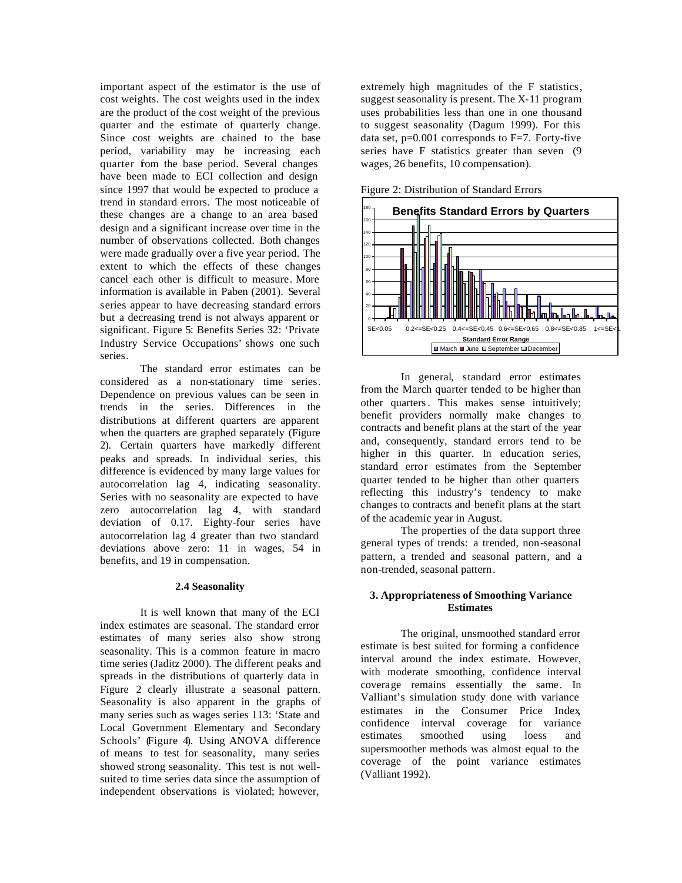important aspect of the estimator is the use of cost weights. The cost weights used in the index are the product of the cost weight of the previous quarter and the estimate of quarterly change. Since cost weights are chained to the base period, variability may be increasing each quarter from the base period. Several changes have been made to ECI collection and design since 1997 that would be expected to produce a trend in standard errors. The most noticeable of these changes are a change to an area based design and a significant increase over time in the number of observations collected. Both changes were made gradually over a five year period. The extent to which the effects of these changes cancel each other is difficult to measure. More information is available in Paben (2001). Several series appear to have decreasing standard errors but a decreasing trend is not always apparent or significant. Figure 5: Benefits Series 32: 'Private Industry Service Occupations' shows one such series.

The standard error estimates can be considered as a non-stationary time series. Dependence on previous values can be seen in trends in the series. Differences in the distributions at different quarters are apparent when the quarters are graphed separately (Figure 2). Certain quarters have markedly different peaks and spreads. In individual series, this difference is evidenced by many large values for autocorrelation lag 4, indicating seasonality. Series with no seasonality are expected to have zero autocorrelation lag 4, with standard deviation of 0.17. Eighty-four series have autocorrelation lag 4 greater than two standard deviations above zero: 11 in wages, 54 in benefits, and 19 in compensation.

### 2.4 Seasonality

It is well known that many of the ECI index estimates are seasonal. The standard error estimates of many series also show strong seasonality. This is a common feature in macro time series (Jaditz 2000). The different peaks and spreads in the distributions of quarterly data in Figure 2 clearly illustrate a seasonal pattern. Seasonality is also apparent in the graphs of many series such as wages series 113: 'State and Local Government Elementary and Secondary Schools' (Figure 4). Using ANOVA difference of means to test for seasonality, many series showed strong seasonality. This test is not well-suited to time series data since the assumption of independent observations is violated; however, extremely high magnitudes of the F statistics, suggest seasonality is present. The X-11 program uses probabilities less than one in one thousand to suggest seasonality (Dagum 1999). For this data set, $p=0.001$ corresponds to $F=7$. Forty-five series have F statistics greater than seven (9 wages, 26 benefits, 10 compensation).

Figure 2: Distribution of Standard Errors

In general, standard error estimates from the March quarter tended to be higher than other quarters. This makes sense intuitively; benefit providers normally make changes to contracts and benefit plans at the start of the year and, consequently, standard errors tend to be higher in this quarter. In education series, standard error estimates from the September quarter tended to be higher than other quarters reflecting this industry's tendency to make changes to contracts and benefit plans at the start of the academic year in August.

The properties of the data support three general types of trends: a trended, non-seasonal pattern, a trended and seasonal pattern, and a non-trended, seasonal pattern.

## 3. Appropriateness of Smoothing Variance Estimates

The original, unsmoothed standard error estimate is best suited for forming a confidence interval around the index estimate. However, with moderate smoothing, confidence interval coverage remains essentially the same. In Valliant's simulation study done with variance estimates in the Consumer Price Index, confidence interval coverage for variance estimates smoothed using loess and supersmoother methods was almost equal to the coverage of the point variance estimates (Valliant 1992).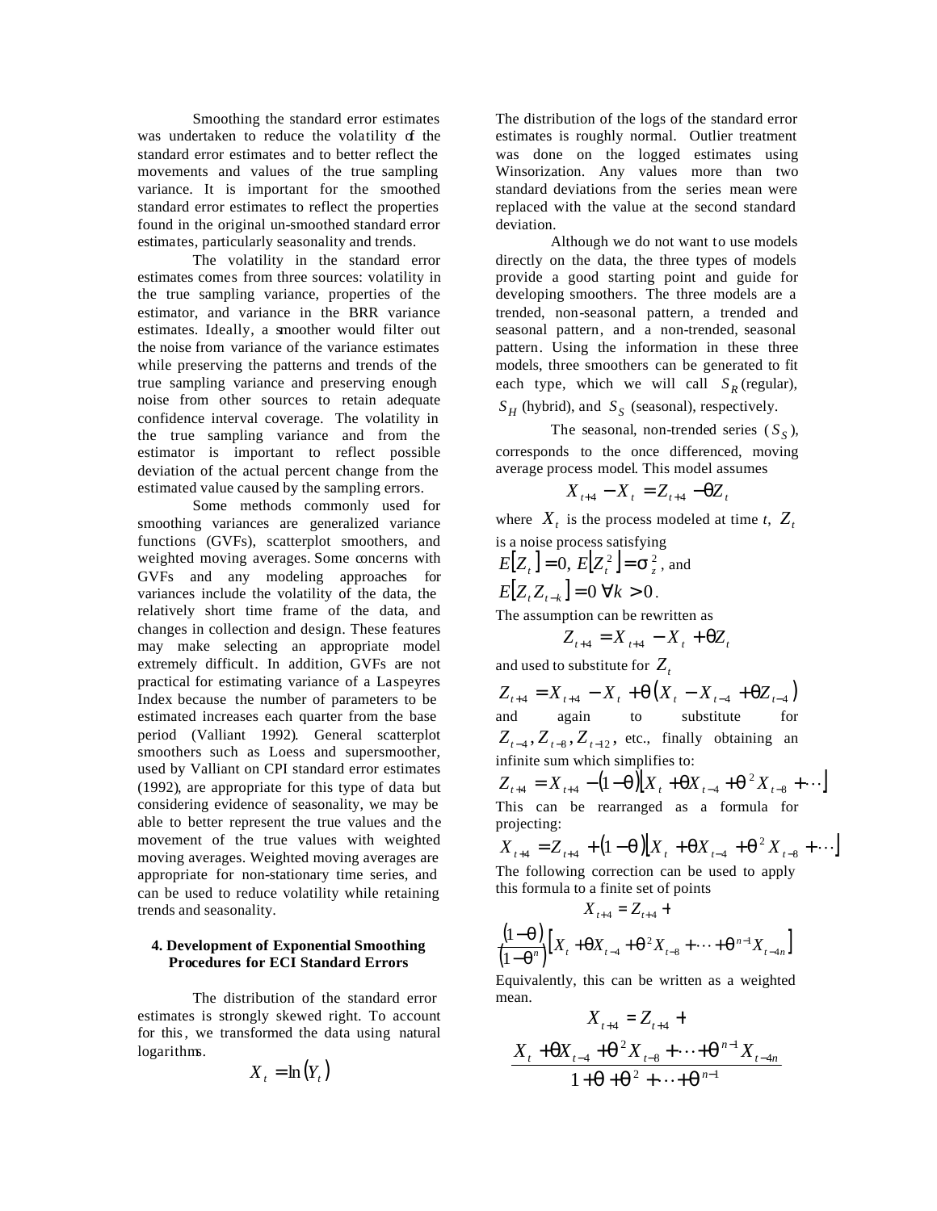Smoothing the standard error estimates was undertaken to reduce the volatility of the standard error estimates and to better reflect the movements and values of the true sampling variance. It is important for the smoothed standard error estimates to reflect the properties found in the original un-smoothed standard error estimates, particularly seasonality and trends.

The volatility in the standard error estimates comes from three sources: volatility in the true sampling variance, properties of the estimator, and variance in the BRR variance estimates. Ideally, a smoother would filter out the noise from variance of the variance estimates while preserving the patterns and trends of the true sampling variance and preserving enough noise from other sources to retain adequate confidence interval coverage. The volatility in the true sampling variance and from the estimator is important to reflect possible deviation of the actual percent change from the estimated value caused by the sampling errors.

Some methods commonly used for smoothing variances are generalized variance functions (GVFs), scatterplot smoothers, and weighted moving averages. Some concerns with GVFs and any modeling approaches for variances include the volatility of the data, the relatively short time frame of the data, and changes in collection and design. These features may make selecting an appropriate model extremely difficult. In addition, GVFs are not practical for estimating variance of a Laspeyres Index because the number of parameters to be estimated increases each quarter from the base period (Valliant 1992). General scatterplot smoothers such as Loess and supersmoother, used by Valliant on CPI standard error estimates (1992), are appropriate for this type of data but considering evidence of seasonality, we may be able to better represent the true values and the movement of the true values with weighted moving averages. Weighted moving averages are appropriate for non-stationary time series, and can be used to reduce volatility while retaining trends and seasonality.

## 4. Development of Exponential Smoothing Procedures for ECI Standard Errors

The distribution of the standard error estimates is strongly skewed right. To account for this, we transformed the data using natural logarithms.

$$X_t = \ln(Y_t)$$

The distribution of the logs of the standard error estimates is roughly normal. Outlier treatment was done on the logged estimates using Winsorization. Any values more than two standard deviations from the series mean were replaced with the value at the second standard deviation.

Although we do not want to use models directly on the data, the three types of models provide a good starting point and guide for developing smoothers. The three models are a trended, non-seasonal pattern, a trended and seasonal pattern, and a non-trended, seasonal pattern. Using the information in these three models, three smoothers can be generated to fit each type, which we will call $S_R$ (regular), $S_H$ (hybrid), and $S_S$ (seasonal), respectively.

The seasonal, non-trended series ($S_S$), corresponds to the once differenced, moving average process model. This model assumes

$$X_{t+4} - X_t = Z_{t+4} - \theta Z_t$$

where $X_t$ is the process modeled at time $t$, $Z_t$ is a noise process satisfying

$E[Z_t] = 0$, $E[Z_t^2] = \sigma_z^2$, and

$E[Z_t Z_{t-k}] = 0 \; \forall k > 0$.

The assumption can be rewritten as

$$Z_{t+4} = X_{t+4} - X_t + \theta Z_t$$

and used to substitute for $Z_t$

$$Z_{t+4} = X_{t+4} - X_t + \theta\left(X_t - X_{t-4} + \theta Z_{t-4}\right)$$

and again to substitute for $Z_{t-4}, Z_{t-8}, Z_{t-12}$, etc., finally obtaining an infinite sum which simplifies to:

$$Z_{t+4} = X_{t+4} - (1-\theta)\left[X_t + \theta X_{t-4} + \theta^2 X_{t-8} + \cdots\right]$$

This can be rearranged as a formula for projecting:

$$X_{t+4} = Z_{t+4} + (1-\theta)\left[X_t + \theta X_{t-4} + \theta^2 X_{t-8} + \cdots\right]$$

The following correction can be used to apply this formula to a finite set of points

$$X_{t+4} = Z_{t+4} + \frac{(1-\theta)}{(1-\theta^n)}\left[X_t + \theta X_{t-4} + \theta^2 X_{t-8} + \cdots + \theta^{n-1} X_{t-4n}\right]$$

Equivalently, this can be written as a weighted mean.

$$X_{t+4} = Z_{t+4} + \frac{X_t + \theta X_{t-4} + \theta^2 X_{t-8} + \cdots + \theta^{n-1} X_{t-4n}}{1 + \theta + \theta^2 + \cdots + \theta^{n-1}}$$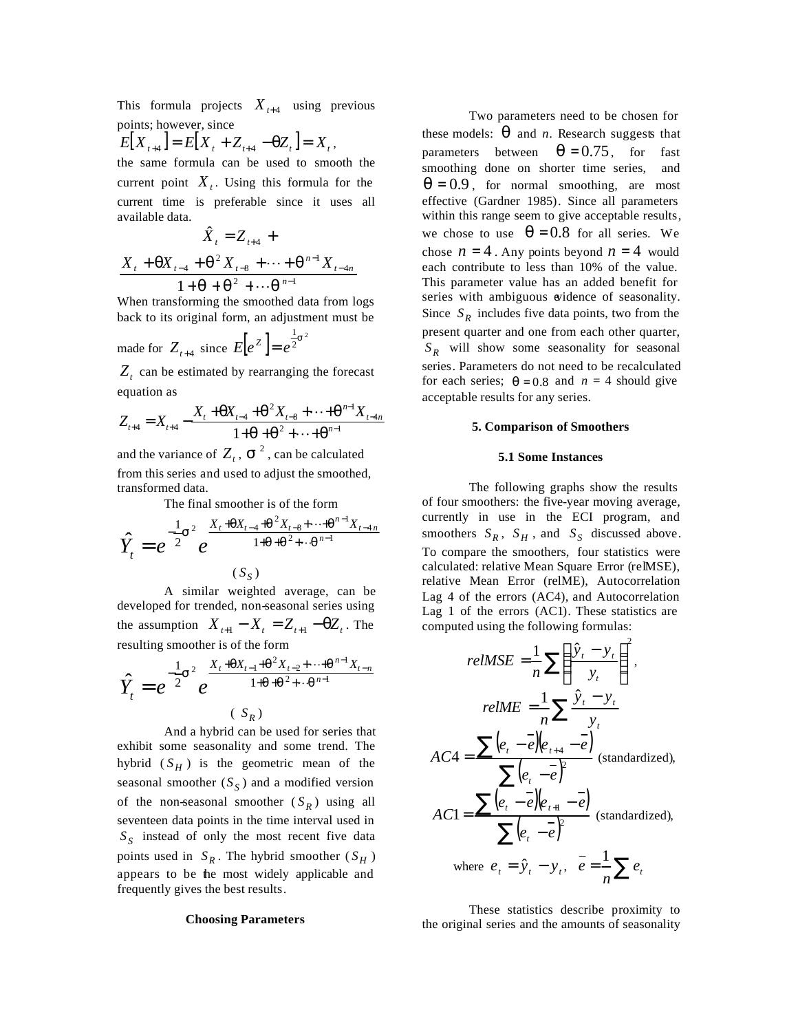This formula projects $X_{t+4}$ using previous points; however, since $E[X_{t+4}] = E[X_t + Z_{t+4} - \theta Z_t] = X_t$, the same formula can be used to smooth the current point $X_t$. Using this formula for the current time is preferable since it uses all available data.

$$\hat{X}_t = Z_{t+4} + \frac{X_t + \theta X_{t-4} + \theta^2 X_{t-8} + \cdots + \theta^{n-1} X_{t-4n}}{1 + \theta + \theta^2 + \cdots \theta^{n-1}}$$

When transforming the smoothed data from logs back to its original form, an adjustment must be made for $Z_{t+4}$ since $E[e^Z] = e^{\frac{1}{2}\sigma^2}$

$Z_t$ can be estimated by rearranging the forecast equation as

$$Z_{t+4} = X_{t+4} - \frac{X_t + \theta X_{t-4} + \theta^2 X_{t-8} + \cdots + \theta^{n-1} X_{t-4n}}{1 + \theta + \theta^2 + \cdots + \theta^{n-1}}$$

and the variance of $Z_t$, $\sigma^2$, can be calculated from this series and used to adjust the smoothed, transformed data.

The final smoother is of the form

$$\hat{Y}_t = e^{-\frac{1}{2}\sigma^2} e^{\frac{X_t + \theta X_{t-4} + \theta^2 X_{t-8} + \cdots + \theta^{n-1} X_{t-4n}}{1 + \theta + \theta^2 + \cdots \theta^{n-1}}}$$

$(S_S)$

A similar weighted average, can be developed for trended, non-seasonal series using the assumption $X_{t+1} - X_t = Z_{t+1} - \theta Z_t$. The resulting smoother is of the form

$$\hat{Y}_t = e^{-\frac{1}{2}\sigma^2} e^{\frac{X_t + \theta X_{t-1} + \theta^2 X_{t-2} + \cdots + \theta^{n-1} X_{t-n}}{1 + \theta + \theta^2 + \cdots \theta^{n-1}}}$$

$(S_R)$

And a hybrid can be used for series that exhibit some seasonality and some trend. The hybrid ($S_H$) is the geometric mean of the seasonal smoother ($S_S$) and a modified version of the non-seasonal smoother ($S_R$) using all seventeen data points in the time interval used in $S_S$ instead of only the most recent five data points used in $S_R$. The hybrid smoother ($S_H$) appears to be the most widely applicable and frequently gives the best results.

### Choosing Parameters

Two parameters need to be chosen for these models: $\theta$ and $n$. Research suggests that parameters between $\theta = 0.75$, for fast smoothing done on shorter time series, and $\theta = 0.9$, for normal smoothing, are most effective (Gardner 1985). Since all parameters within this range seem to give acceptable results, we chose to use $\theta = 0.8$ for all series. We chose $n = 4$. Any points beyond $n = 4$ would each contribute to less than 10% of the value. This parameter value has an added benefit for series with ambiguous evidence of seasonality. Since $S_R$ includes five data points, two from the present quarter and one from each other quarter, $S_R$ will show some seasonality for seasonal series. Parameters do not need to be recalculated for each series; $\theta = 0.8$ and $n = 4$ should give acceptable results for any series.

## 5. Comparison of Smoothers

### 5.1 Some Instances

The following graphs show the results of four smoothers: the five-year moving average, currently in use in the ECI program, and smoothers $S_R$, $S_H$, and $S_S$ discussed above. To compare the smoothers, four statistics were calculated: relative Mean Square Error (relMSE), relative Mean Error (relME), Autocorrelation Lag 4 of the errors (AC4), and Autocorrelation Lag 1 of the errors (AC1). These statistics are computed using the following formulas:

$$relMSE = \frac{1}{n}\sum\left(\frac{\hat{y}_t - y_t}{y_t}\right)^2,$$

$$relME = \frac{1}{n}\sum\frac{\hat{y}_t - y_t}{y_t}$$

$$AC4 = \frac{\sum(e_t - \bar{e})(e_{t+4} - \bar{e})}{\sum(e_t - \bar{e})^2} \text{ (standardized)},$$

$$AC1 = \frac{\sum(e_t - \bar{e})(e_{t+1} - \bar{e})}{\sum(e_t - \bar{e})^2} \text{ (standardized)},$$

where $e_t = \hat{y}_t - y_t$, $\bar{e} = \frac{1}{n}\sum e_t$

These statistics describe proximity to the original series and the amounts of seasonality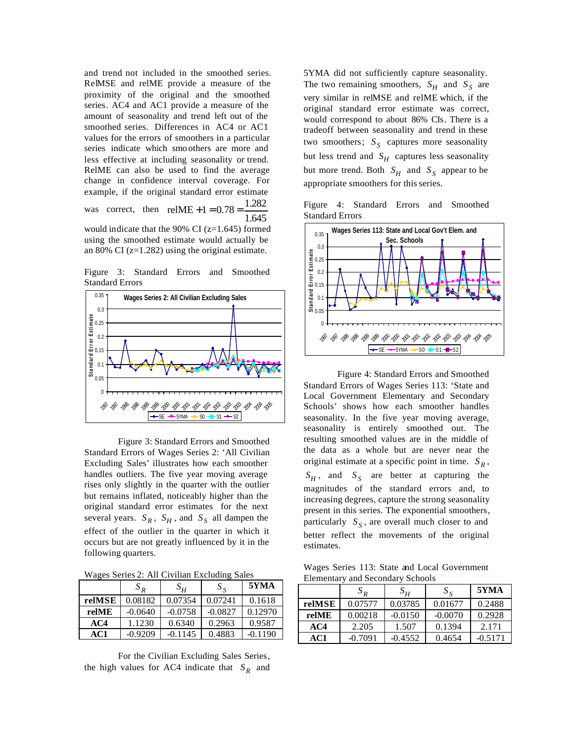and trend not included in the smoothed series. RelMSE and relME provide a measure of the proximity of the original and the smoothed series. AC4 and AC1 provide a measure of the amount of seasonality and trend left out of the smoothed series. Differences in AC4 or AC1 values for the errors of smoothers in a particular series indicate which smoothers are more and less effective at including seasonality or trend. RelME can also be used to find the average change in confidence interval coverage. For example, if the original standard error estimate was correct, then $\text{relME} + 1 = 0.78 = \frac{1.282}{1.645}$ would indicate that the 90% CI (z=1.645) formed using the smoothed estimate would actually be an 80% CI (z=1.282) using the original estimate.

Figure 3: Standard Errors and Smoothed Standard Errors

Figure 3: Standard Errors and Smoothed Standard Errors of Wages Series 2: 'All Civilian Excluding Sales' illustrates how each smoother handles outliers. The five year moving average rises only slightly in the quarter with the outlier but remains inflated, noticeably higher than the original standard error estimates for the next several years. $S_R$, $S_H$, and $S_S$ all dampen the effect of the outlier in the quarter in which it occurs but are not greatly influenced by it in the following quarters.

Wages Series 2: All Civilian Excluding Sales

| | $S_R$ | $S_H$ | $S_S$ | **5YMA** |
|---|---|---|---|---|
| **relMSE** | 0.08182 | 0.07354 | 0.07241 | 0.1618 |
| **relME** | -0.0640 | -0.0758 | -0.0827 | 0.12970 |
| **AC4** | 1.1230 | 0.6340 | 0.2963 | 0.9587 |
| **AC1** | -0.9209 | -0.1145 | 0.4883 | -0.1190 |

For the Civilian Excluding Sales Series, the high values for AC4 indicate that $S_R$ and 5YMA did not sufficiently capture seasonality. The two remaining smoothers, $S_H$ and $S_S$ are very similar in relMSE and relME which, if the original standard error estimate was correct, would correspond to about 86% CIs. There is a tradeoff between seasonality and trend in these two smoothers; $S_S$ captures more seasonality but less trend and $S_H$ captures less seasonality but more trend. Both $S_H$ and $S_S$ appear to be appropriate smoothers for this series.

Figure 4: Standard Errors and Smoothed Standard Errors

Figure 4: Standard Errors and Smoothed Standard Errors of Wages Series 113: 'State and Local Government Elementary and Secondary Schools' shows how each smoother handles seasonality. In the five year moving average, seasonality is entirely smoothed out. The resulting smoothed values are in the middle of the data as a whole but are never near the original estimate at a specific point in time. $S_R$, $S_H$, and $S_S$ are better at capturing the magnitudes of the standard errors and, to increasing degrees, capture the strong seasonality present in this series. The exponential smoothers, particularly $S_S$, are overall much closer to and better reflect the movements of the original estimates.

Wages Series 113: State and Local Government Elementary and Secondary Schools

| | $S_R$ | $S_H$ | $S_S$ | **5YMA** |
|---|---|---|---|---|
| **relMSE** | 0.07577 | 0.03785 | 0.01677 | 0.2488 |
| **relME** | 0.00218 | -0.0150 | -0.0070 | 0.2928 |
| **AC4** | 2.205 | 1.507 | 0.1394 | 2.171 |
| **AC1** | -0.7091 | -0.4552 | 0.4654 | -0.5171 |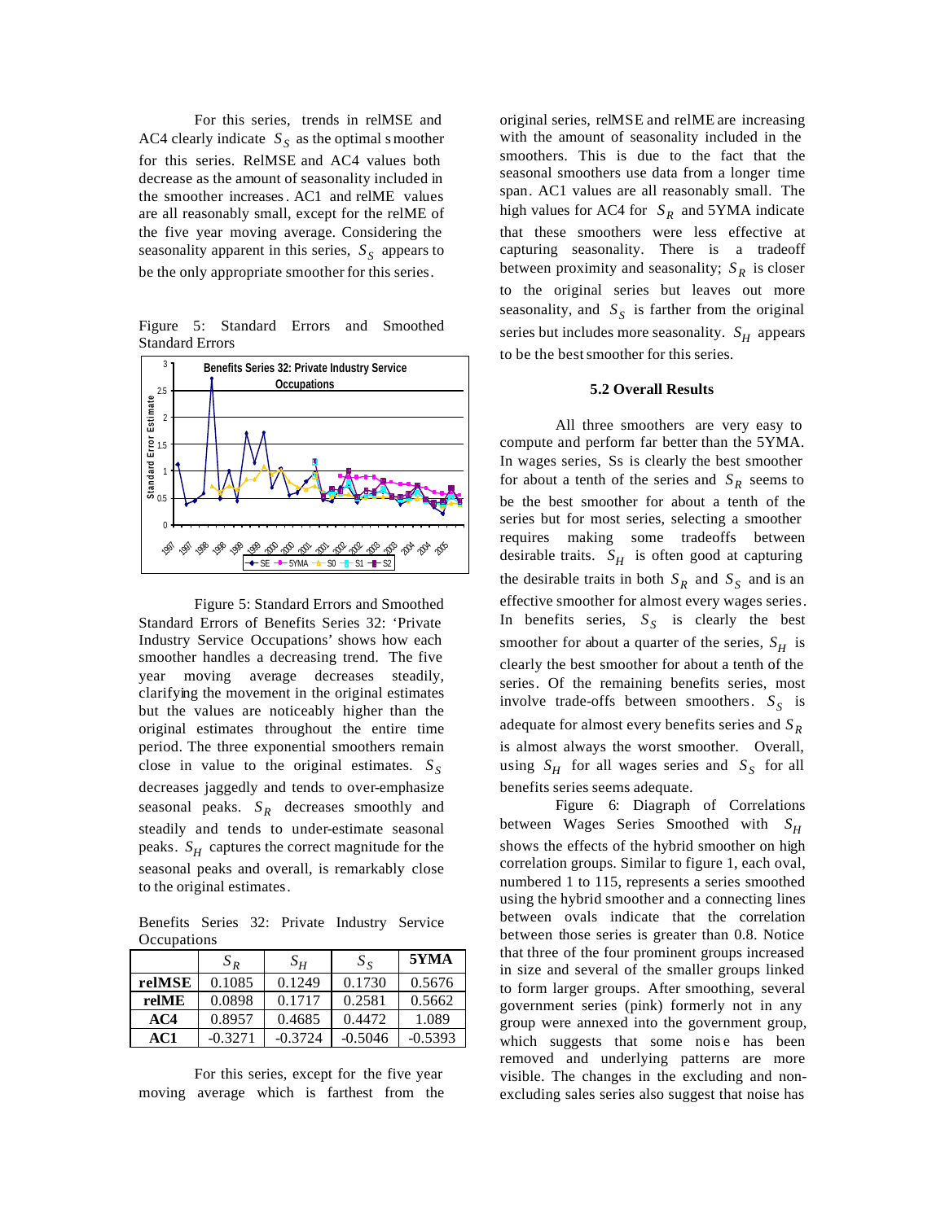For this series, trends in relMSE and AC4 clearly indicate $S_S$ as the optimal smoother for this series. RelMSE and AC4 values both decrease as the amount of seasonality included in the smoother increases. AC1 and relME values are all reasonably small, except for the relME of the five year moving average. Considering the seasonality apparent in this series, $S_S$ appears to be the only appropriate smoother for this series.

Figure 5: Standard Errors and Smoothed Standard Errors

Figure 5: Standard Errors and Smoothed Standard Errors of Benefits Series 32: 'Private Industry Service Occupations' shows how each smoother handles a decreasing trend. The five year moving average decreases steadily, clarifying the movement in the original estimates but the values are noticeably higher than the original estimates throughout the entire time period. The three exponential smoothers remain close in value to the original estimates. $S_S$ decreases jaggedly and tends to over-emphasize seasonal peaks. $S_R$ decreases smoothly and steadily and tends to under-estimate seasonal peaks. $S_H$ captures the correct magnitude for the seasonal peaks and overall, is remarkably close to the original estimates.

Benefits Series 32: Private Industry Service Occupations

| | $S_R$ | $S_H$ | $S_S$ | **5YMA** |
|---|---|---|---|---|
| **relMSE** | 0.1085 | 0.1249 | 0.1730 | 0.5676 |
| **relME** | 0.0898 | 0.1717 | 0.2581 | 0.5662 |
| **AC4** | 0.8957 | 0.4685 | 0.4472 | 1.089 |
| **AC1** | -0.3271 | -0.3724 | -0.5046 | -0.5393 |

For this series, except for the five year moving average which is farthest from the original series, relMSE and relME are increasing with the amount of seasonality included in the smoothers. This is due to the fact that the seasonal smoothers use data from a longer time span. AC1 values are all reasonably small. The high values for AC4 for $S_R$ and 5YMA indicate that these smoothers were less effective at capturing seasonality. There is a tradeoff between proximity and seasonality; $S_R$ is closer to the original series but leaves out more seasonality, and $S_S$ is farther from the original series but includes more seasonality. $S_H$ appears to be the best smoother for this series.

### 5.2 Overall Results

All three smoothers are very easy to compute and perform far better than the 5YMA. In wages series, Ss is clearly the best smoother for about a tenth of the series and $S_R$ seems to be the best smoother for about a tenth of the series but for most series, selecting a smoother requires making some tradeoffs between desirable traits. $S_H$ is often good at capturing the desirable traits in both $S_R$ and $S_S$ and is an effective smoother for almost every wages series. In benefits series, $S_S$ is clearly the best smoother for about a quarter of the series, $S_H$ is clearly the best smoother for about a tenth of the series. Of the remaining benefits series, most involve trade-offs between smoothers. $S_S$ is adequate for almost every benefits series and $S_R$ is almost always the worst smoother. Overall, using $S_H$ for all wages series and $S_S$ for all benefits series seems adequate.

Figure 6: Diagraph of Correlations between Wages Series Smoothed with $S_H$ shows the effects of the hybrid smoother on high correlation groups. Similar to figure 1, each oval, numbered 1 to 115, represents a series smoothed using the hybrid smoother and a connecting lines between ovals indicate that the correlation between those series is greater than 0.8. Notice that three of the four prominent groups increased in size and several of the smaller groups linked to form larger groups. After smoothing, several government series (pink) formerly not in any group were annexed into the government group, which suggests that some noise has been removed and underlying patterns are more visible. The changes in the excluding and non-excluding sales series also suggest that noise has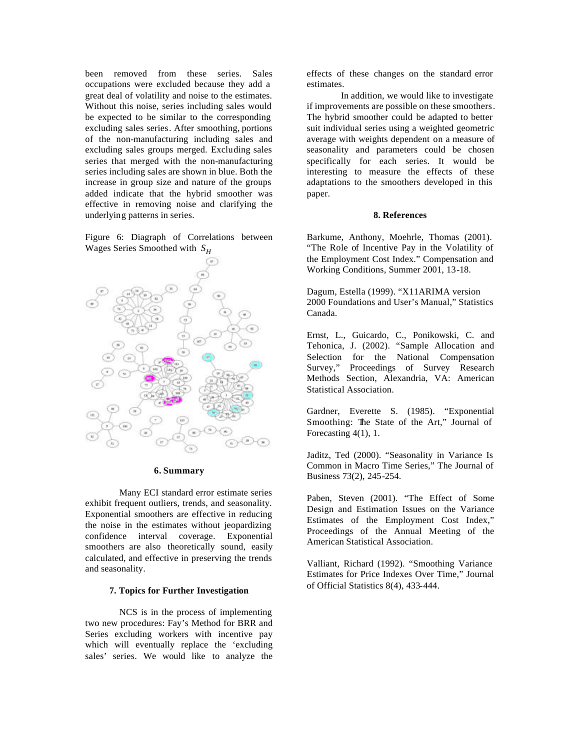been removed from these series. Sales occupations were excluded because they add a great deal of volatility and noise to the estimates. Without this noise, series including sales would be expected to be similar to the corresponding excluding sales series. After smoothing, portions of the non-manufacturing including sales and excluding sales groups merged. Excluding sales series that merged with the non-manufacturing series including sales are shown in blue. Both the increase in group size and nature of the groups added indicate that the hybrid smoother was effective in removing noise and clarifying the underlying patterns in series.

Figure 6: Diagraph of Correlations between Wages Series Smoothed with $S_H$

### 6. Summary

Many ECI standard error estimate series exhibit frequent outliers, trends, and seasonality. Exponential smoothers are effective in reducing the noise in the estimates without jeopardizing confidence interval coverage. Exponential smoothers are also theoretically sound, easily calculated, and effective in preserving the trends and seasonality.

### 7. Topics for Further Investigation

NCS is in the process of implementing two new procedures: Fay's Method for BRR and Series excluding workers with incentive pay which will eventually replace the 'excluding sales' series. We would like to analyze the effects of these changes on the standard error estimates.

In addition, we would like to investigate if improvements are possible on these smoothers. The hybrid smoother could be adapted to better suit individual series using a weighted geometric average with weights dependent on a measure of seasonality and parameters could be chosen specifically for each series. It would be interesting to measure the effects of these adaptations to the smoothers developed in this paper.

### 8. References

Barkume, Anthony, Moehrle, Thomas (2001). "The Role of Incentive Pay in the Volatility of the Employment Cost Index." Compensation and Working Conditions, Summer 2001, 13-18.

Dagum, Estella (1999). "X11ARIMA version 2000 Foundations and User's Manual," Statistics Canada.

Ernst, L., Guicardo, C., Ponikowski, C. and Tehonica, J. (2002). "Sample Allocation and Selection for the National Compensation Survey," Proceedings of Survey Research Methods Section, Alexandria, VA: American Statistical Association.

Gardner, Everette S. (1985). "Exponential Smoothing: The State of the Art," Journal of Forecasting 4(1), 1.

Jaditz, Ted (2000). "Seasonality in Variance Is Common in Macro Time Series," The Journal of Business 73(2), 245-254.

Paben, Steven (2001). "The Effect of Some Design and Estimation Issues on the Variance Estimates of the Employment Cost Index," Proceedings of the Annual Meeting of the American Statistical Association.

Valliant, Richard (1992). "Smoothing Variance Estimates for Price Indexes Over Time," Journal of Official Statistics 8(4), 433-444.